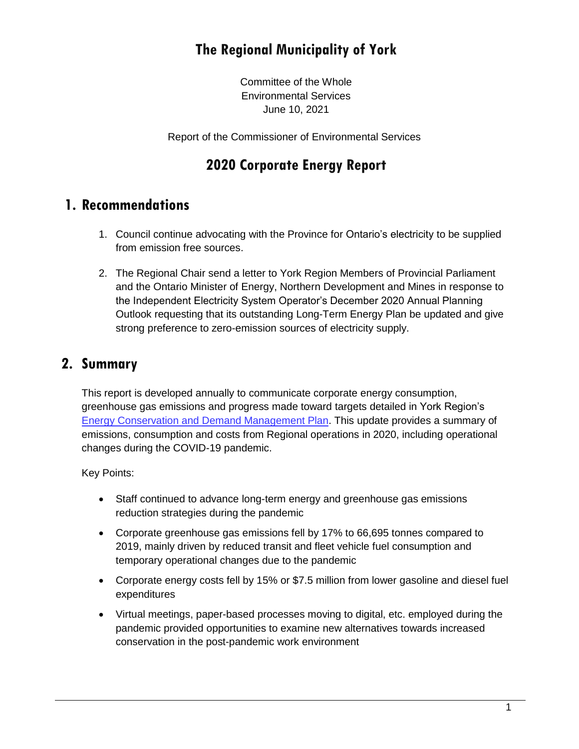# The Regional Municipality of York

Committee of the Whole
Environmental Services
June 10, 2021

Report of the Commissioner of Environmental Services

# 2020 Corporate Energy Report

## 1. Recommendations

1. Council continue advocating with the Province for Ontario's electricity to be supplied from emission free sources.
2. The Regional Chair send a letter to York Region Members of Provincial Parliament and the Ontario Minister of Energy, Northern Development and Mines in response to the Independent Electricity System Operator's December 2020 Annual Planning Outlook requesting that its outstanding Long-Term Energy Plan be updated and give strong preference to zero-emission sources of electricity supply.

## 2. Summary

This report is developed annually to communicate corporate energy consumption, greenhouse gas emissions and progress made toward targets detailed in York Region's Energy Conservation and Demand Management Plan. This update provides a summary of emissions, consumption and costs from Regional operations in 2020, including operational changes during the COVID-19 pandemic.

Key Points:

- Staff continued to advance long-term energy and greenhouse gas emissions reduction strategies during the pandemic
- Corporate greenhouse gas emissions fell by 17% to 66,695 tonnes compared to 2019, mainly driven by reduced transit and fleet vehicle fuel consumption and temporary operational changes due to the pandemic
- Corporate energy costs fell by 15% or $7.5 million from lower gasoline and diesel fuel expenditures
- Virtual meetings, paper-based processes moving to digital, etc. employed during the pandemic provided opportunities to examine new alternatives towards increased conservation in the post-pandemic work environment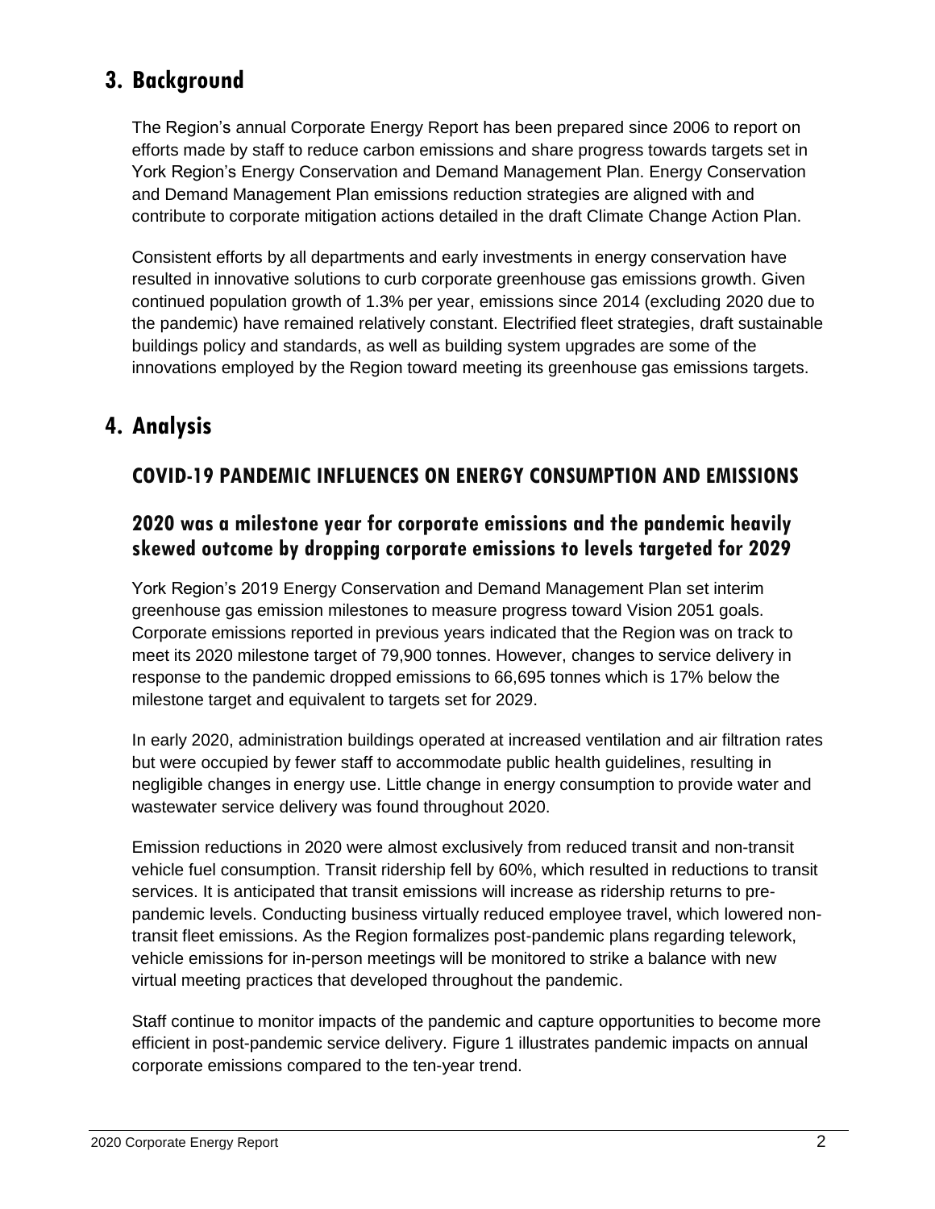# 3. Background

The Region's annual Corporate Energy Report has been prepared since 2006 to report on efforts made by staff to reduce carbon emissions and share progress towards targets set in York Region's Energy Conservation and Demand Management Plan. Energy Conservation and Demand Management Plan emissions reduction strategies are aligned with and contribute to corporate mitigation actions detailed in the draft Climate Change Action Plan.

Consistent efforts by all departments and early investments in energy conservation have resulted in innovative solutions to curb corporate greenhouse gas emissions growth. Given continued population growth of 1.3% per year, emissions since 2014 (excluding 2020 due to the pandemic) have remained relatively constant. Electrified fleet strategies, draft sustainable buildings policy and standards, as well as building system upgrades are some of the innovations employed by the Region toward meeting its greenhouse gas emissions targets.

# 4. Analysis

## COVID-19 PANDEMIC INFLUENCES ON ENERGY CONSUMPTION AND EMISSIONS

### 2020 was a milestone year for corporate emissions and the pandemic heavily skewed outcome by dropping corporate emissions to levels targeted for 2029

York Region's 2019 Energy Conservation and Demand Management Plan set interim greenhouse gas emission milestones to measure progress toward Vision 2051 goals. Corporate emissions reported in previous years indicated that the Region was on track to meet its 2020 milestone target of 79,900 tonnes. However, changes to service delivery in response to the pandemic dropped emissions to 66,695 tonnes which is 17% below the milestone target and equivalent to targets set for 2029.

In early 2020, administration buildings operated at increased ventilation and air filtration rates but were occupied by fewer staff to accommodate public health guidelines, resulting in negligible changes in energy use. Little change in energy consumption to provide water and wastewater service delivery was found throughout 2020.

Emission reductions in 2020 were almost exclusively from reduced transit and non-transit vehicle fuel consumption. Transit ridership fell by 60%, which resulted in reductions to transit services. It is anticipated that transit emissions will increase as ridership returns to pre-pandemic levels. Conducting business virtually reduced employee travel, which lowered non-transit fleet emissions. As the Region formalizes post-pandemic plans regarding telework, vehicle emissions for in-person meetings will be monitored to strike a balance with new virtual meeting practices that developed throughout the pandemic.

Staff continue to monitor impacts of the pandemic and capture opportunities to become more efficient in post-pandemic service delivery. Figure 1 illustrates pandemic impacts on annual corporate emissions compared to the ten-year trend.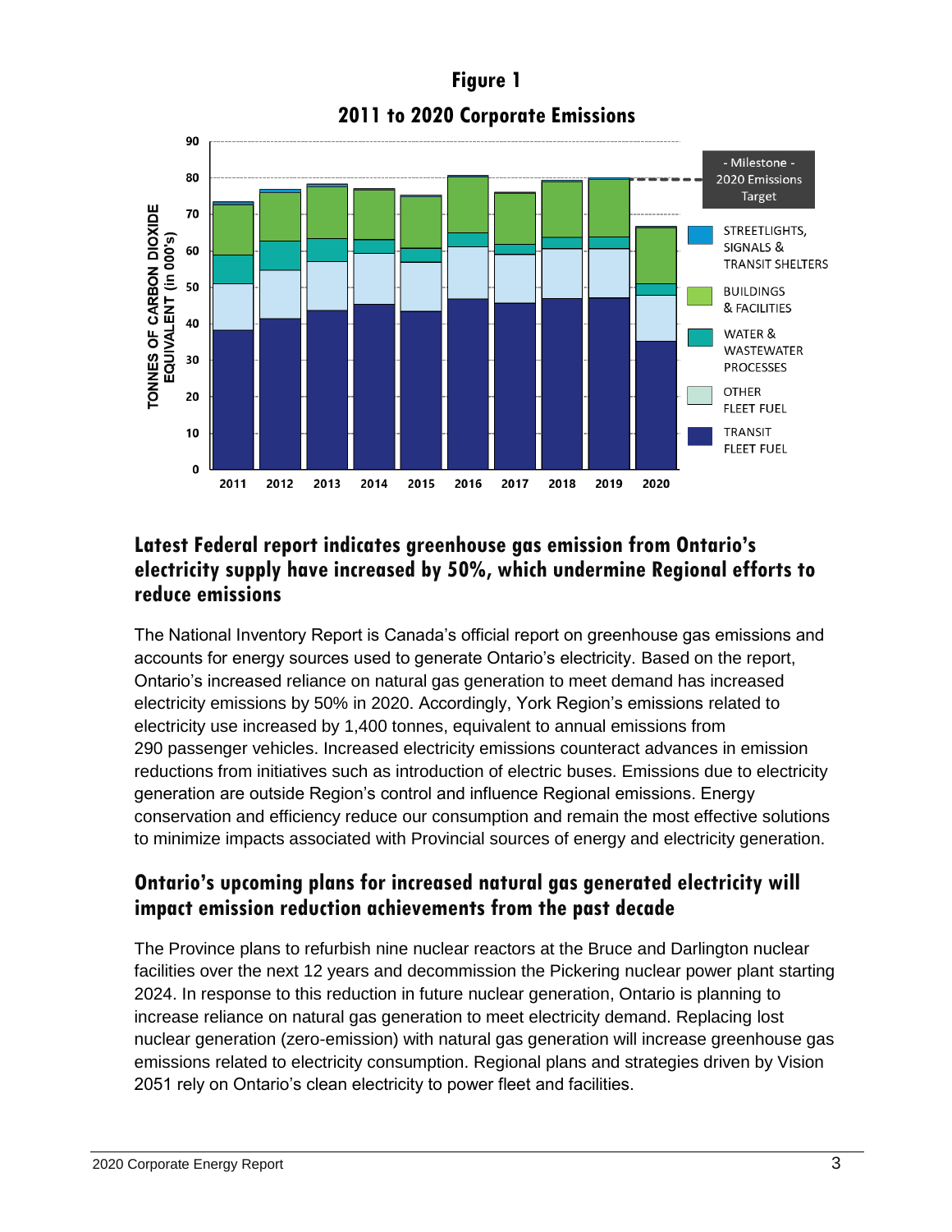**Figure 1**

**2011 to 2020 Corporate Emissions**

### Latest Federal report indicates greenhouse gas emission from Ontario's electricity supply have increased by 50%, which undermine Regional efforts to reduce emissions

The National Inventory Report is Canada's official report on greenhouse gas emissions and accounts for energy sources used to generate Ontario's electricity. Based on the report, Ontario's increased reliance on natural gas generation to meet demand has increased electricity emissions by 50% in 2020. Accordingly, York Region's emissions related to electricity use increased by 1,400 tonnes, equivalent to annual emissions from 290 passenger vehicles. Increased electricity emissions counteract advances in emission reductions from initiatives such as introduction of electric buses. Emissions due to electricity generation are outside Region's control and influence Regional emissions. Energy conservation and efficiency reduce our consumption and remain the most effective solutions to minimize impacts associated with Provincial sources of energy and electricity generation.

### Ontario's upcoming plans for increased natural gas generated electricity will impact emission reduction achievements from the past decade

The Province plans to refurbish nine nuclear reactors at the Bruce and Darlington nuclear facilities over the next 12 years and decommission the Pickering nuclear power plant starting 2024. In response to this reduction in future nuclear generation, Ontario is planning to increase reliance on natural gas generation to meet electricity demand. Replacing lost nuclear generation (zero-emission) with natural gas generation will increase greenhouse gas emissions related to electricity consumption. Regional plans and strategies driven by Vision 2051 rely on Ontario's clean electricity to power fleet and facilities.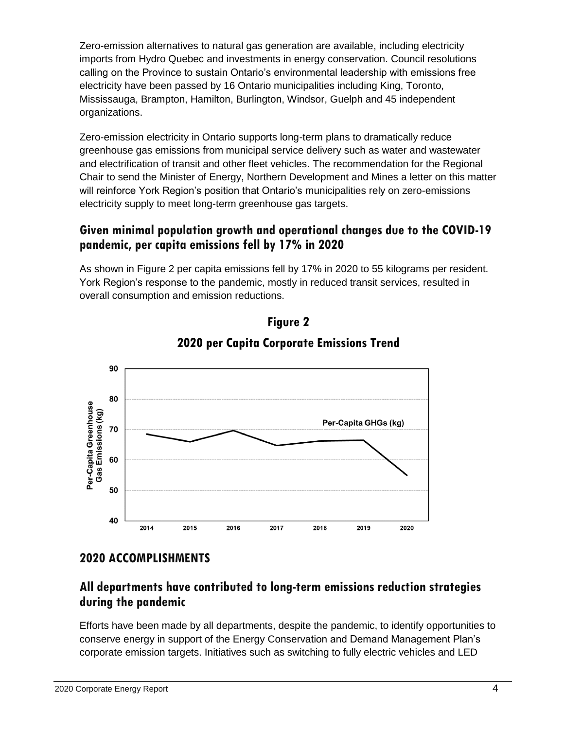Zero-emission alternatives to natural gas generation are available, including electricity imports from Hydro Quebec and investments in energy conservation. Council resolutions calling on the Province to sustain Ontario's environmental leadership with emissions free electricity have been passed by 16 Ontario municipalities including King, Toronto, Mississauga, Brampton, Hamilton, Burlington, Windsor, Guelph and 45 independent organizations.

Zero-emission electricity in Ontario supports long-term plans to dramatically reduce greenhouse gas emissions from municipal service delivery such as water and wastewater and electrification of transit and other fleet vehicles. The recommendation for the Regional Chair to send the Minister of Energy, Northern Development and Mines a letter on this matter will reinforce York Region's position that Ontario's municipalities rely on zero-emissions electricity supply to meet long-term greenhouse gas targets.

### Given minimal population growth and operational changes due to the COVID-19 pandemic, per capita emissions fell by 17% in 2020

As shown in Figure 2 per capita emissions fell by 17% in 2020 to 55 kilograms per resident. York Region's response to the pandemic, mostly in reduced transit services, resulted in overall consumption and emission reductions.

**Figure 2**

**2020 per Capita Corporate Emissions Trend**

## 2020 ACCOMPLISHMENTS

### All departments have contributed to long-term emissions reduction strategies during the pandemic

Efforts have been made by all departments, despite the pandemic, to identify opportunities to conserve energy in support of the Energy Conservation and Demand Management Plan's corporate emission targets. Initiatives such as switching to fully electric vehicles and LED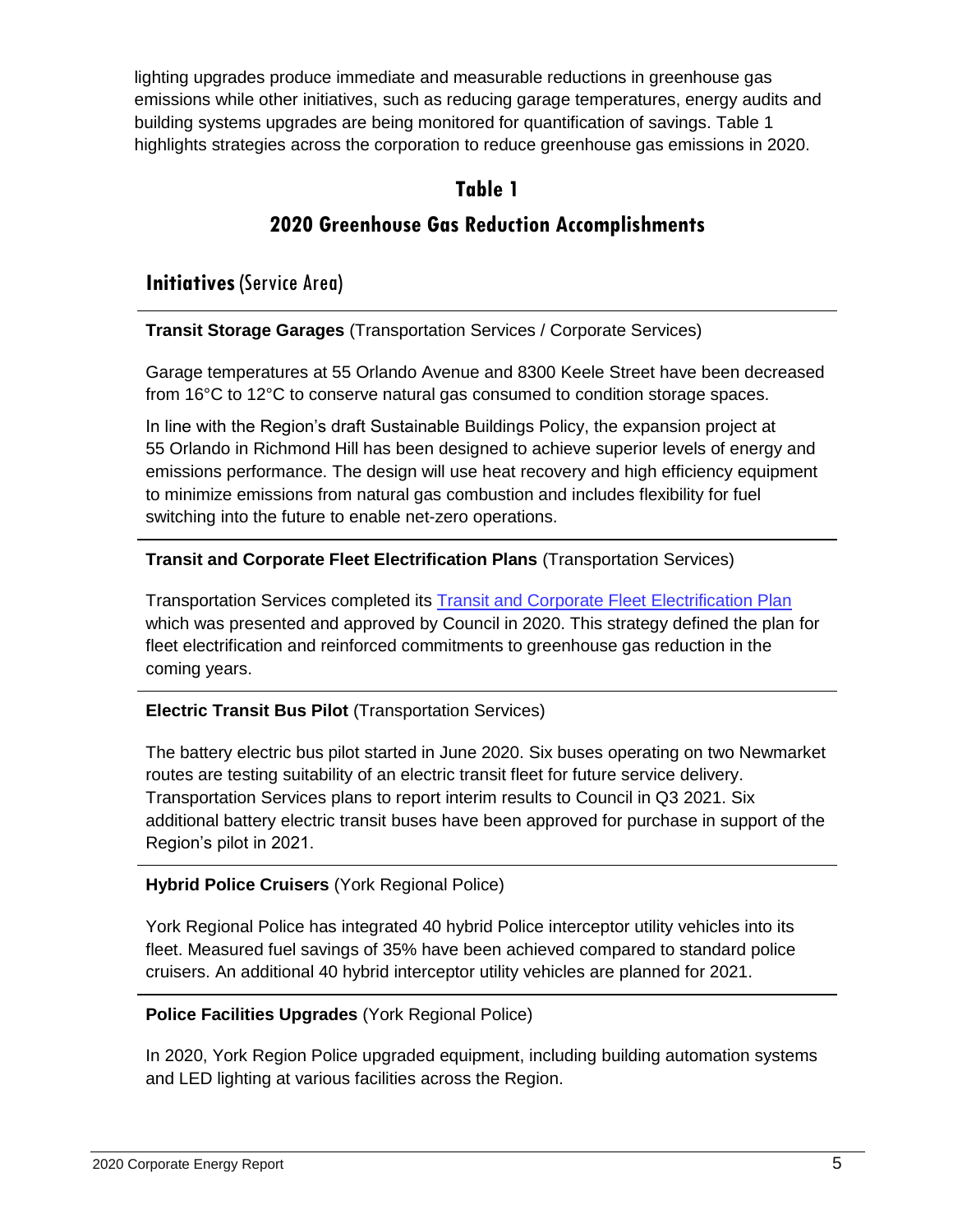lighting upgrades produce immediate and measurable reductions in greenhouse gas emissions while other initiatives, such as reducing garage temperatures, energy audits and building systems upgrades are being monitored for quantification of savings. Table 1 highlights strategies across the corporation to reduce greenhouse gas emissions in 2020.

## Table 1

## 2020 Greenhouse Gas Reduction Accomplishments

### Initiatives (Service Area)

**Transit Storage Garages** (Transportation Services / Corporate Services)

Garage temperatures at 55 Orlando Avenue and 8300 Keele Street have been decreased from 16°C to 12°C to conserve natural gas consumed to condition storage spaces.

In line with the Region's draft Sustainable Buildings Policy, the expansion project at 55 Orlando in Richmond Hill has been designed to achieve superior levels of energy and emissions performance. The design will use heat recovery and high efficiency equipment to minimize emissions from natural gas combustion and includes flexibility for fuel switching into the future to enable net-zero operations.

**Transit and Corporate Fleet Electrification Plans** (Transportation Services)

Transportation Services completed its Transit and Corporate Fleet Electrification Plan which was presented and approved by Council in 2020. This strategy defined the plan for fleet electrification and reinforced commitments to greenhouse gas reduction in the coming years.

**Electric Transit Bus Pilot** (Transportation Services)

The battery electric bus pilot started in June 2020. Six buses operating on two Newmarket routes are testing suitability of an electric transit fleet for future service delivery. Transportation Services plans to report interim results to Council in Q3 2021. Six additional battery electric transit buses have been approved for purchase in support of the Region's pilot in 2021.

**Hybrid Police Cruisers** (York Regional Police)

York Regional Police has integrated 40 hybrid Police interceptor utility vehicles into its fleet. Measured fuel savings of 35% have been achieved compared to standard police cruisers. An additional 40 hybrid interceptor utility vehicles are planned for 2021.

**Police Facilities Upgrades** (York Regional Police)

In 2020, York Region Police upgraded equipment, including building automation systems and LED lighting at various facilities across the Region.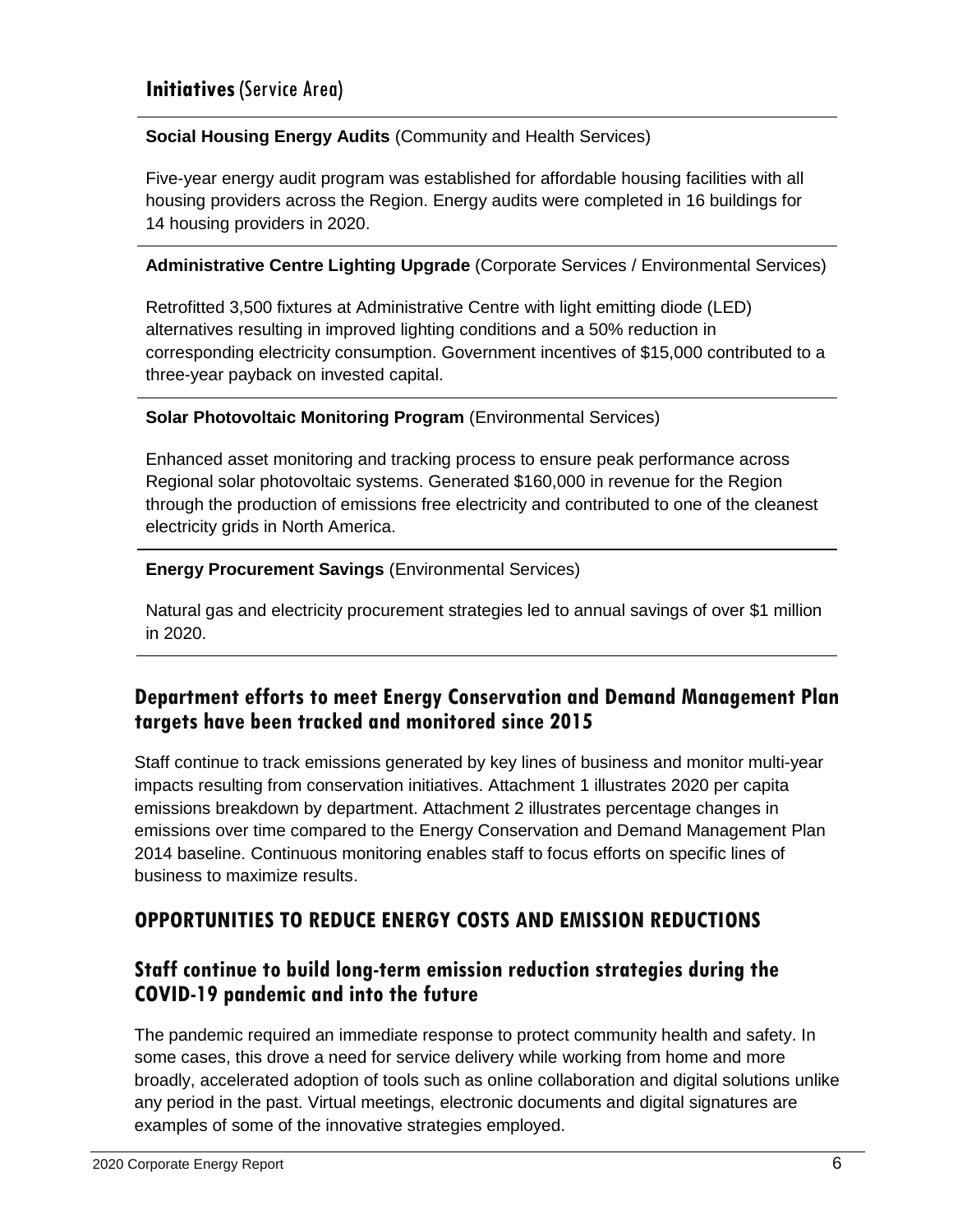### **Initiatives** (Service Area)

**Social Housing Energy Audits** (Community and Health Services)

Five-year energy audit program was established for affordable housing facilities with all housing providers across the Region. Energy audits were completed in 16 buildings for 14 housing providers in 2020.

**Administrative Centre Lighting Upgrade** (Corporate Services / Environmental Services)

Retrofitted 3,500 fixtures at Administrative Centre with light emitting diode (LED) alternatives resulting in improved lighting conditions and a 50% reduction in corresponding electricity consumption. Government incentives of $15,000 contributed to a three-year payback on invested capital.

**Solar Photovoltaic Monitoring Program** (Environmental Services)

Enhanced asset monitoring and tracking process to ensure peak performance across Regional solar photovoltaic systems. Generated $160,000 in revenue for the Region through the production of emissions free electricity and contributed to one of the cleanest electricity grids in North America.

**Energy Procurement Savings** (Environmental Services)

Natural gas and electricity procurement strategies led to annual savings of over $1 million in 2020.

### Department efforts to meet Energy Conservation and Demand Management Plan targets have been tracked and monitored since 2015

Staff continue to track emissions generated by key lines of business and monitor multi-year impacts resulting from conservation initiatives. Attachment 1 illustrates 2020 per capita emissions breakdown by department. Attachment 2 illustrates percentage changes in emissions over time compared to the Energy Conservation and Demand Management Plan 2014 baseline. Continuous monitoring enables staff to focus efforts on specific lines of business to maximize results.

## OPPORTUNITIES TO REDUCE ENERGY COSTS AND EMISSION REDUCTIONS

### Staff continue to build long-term emission reduction strategies during the COVID-19 pandemic and into the future

The pandemic required an immediate response to protect community health and safety. In some cases, this drove a need for service delivery while working from home and more broadly, accelerated adoption of tools such as online collaboration and digital solutions unlike any period in the past. Virtual meetings, electronic documents and digital signatures are examples of some of the innovative strategies employed.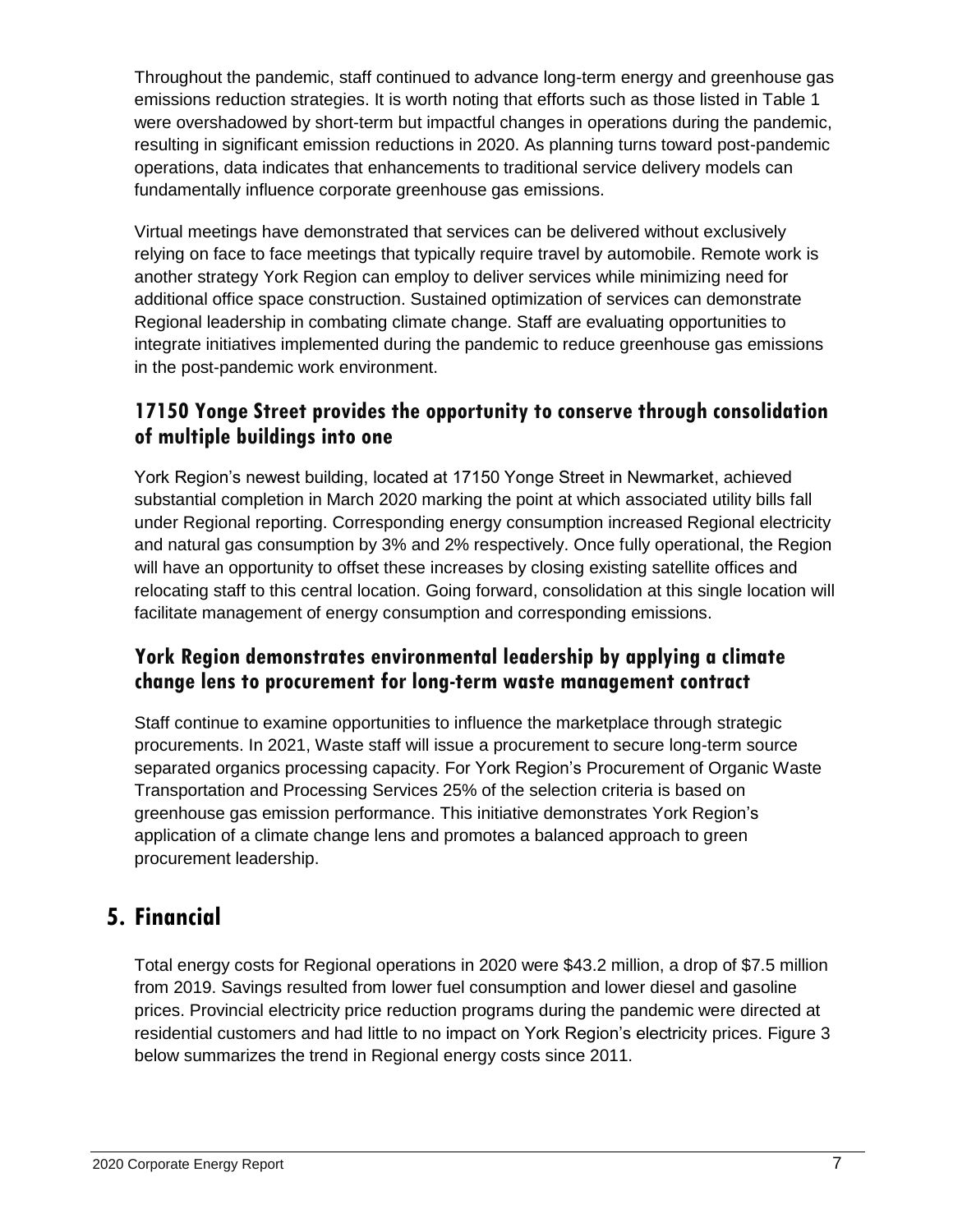Throughout the pandemic, staff continued to advance long-term energy and greenhouse gas emissions reduction strategies. It is worth noting that efforts such as those listed in Table 1 were overshadowed by short-term but impactful changes in operations during the pandemic, resulting in significant emission reductions in 2020. As planning turns toward post-pandemic operations, data indicates that enhancements to traditional service delivery models can fundamentally influence corporate greenhouse gas emissions.

Virtual meetings have demonstrated that services can be delivered without exclusively relying on face to face meetings that typically require travel by automobile. Remote work is another strategy York Region can employ to deliver services while minimizing need for additional office space construction. Sustained optimization of services can demonstrate Regional leadership in combating climate change. Staff are evaluating opportunities to integrate initiatives implemented during the pandemic to reduce greenhouse gas emissions in the post-pandemic work environment.

### 17150 Yonge Street provides the opportunity to conserve through consolidation of multiple buildings into one

York Region's newest building, located at 17150 Yonge Street in Newmarket, achieved substantial completion in March 2020 marking the point at which associated utility bills fall under Regional reporting. Corresponding energy consumption increased Regional electricity and natural gas consumption by 3% and 2% respectively. Once fully operational, the Region will have an opportunity to offset these increases by closing existing satellite offices and relocating staff to this central location. Going forward, consolidation at this single location will facilitate management of energy consumption and corresponding emissions.

### York Region demonstrates environmental leadership by applying a climate change lens to procurement for long-term waste management contract

Staff continue to examine opportunities to influence the marketplace through strategic procurements. In 2021, Waste staff will issue a procurement to secure long-term source separated organics processing capacity. For York Region's Procurement of Organic Waste Transportation and Processing Services 25% of the selection criteria is based on greenhouse gas emission performance. This initiative demonstrates York Region's application of a climate change lens and promotes a balanced approach to green procurement leadership.

## 5. Financial

Total energy costs for Regional operations in 2020 were $43.2 million, a drop of $7.5 million from 2019. Savings resulted from lower fuel consumption and lower diesel and gasoline prices. Provincial electricity price reduction programs during the pandemic were directed at residential customers and had little to no impact on York Region's electricity prices. Figure 3 below summarizes the trend in Regional energy costs since 2011.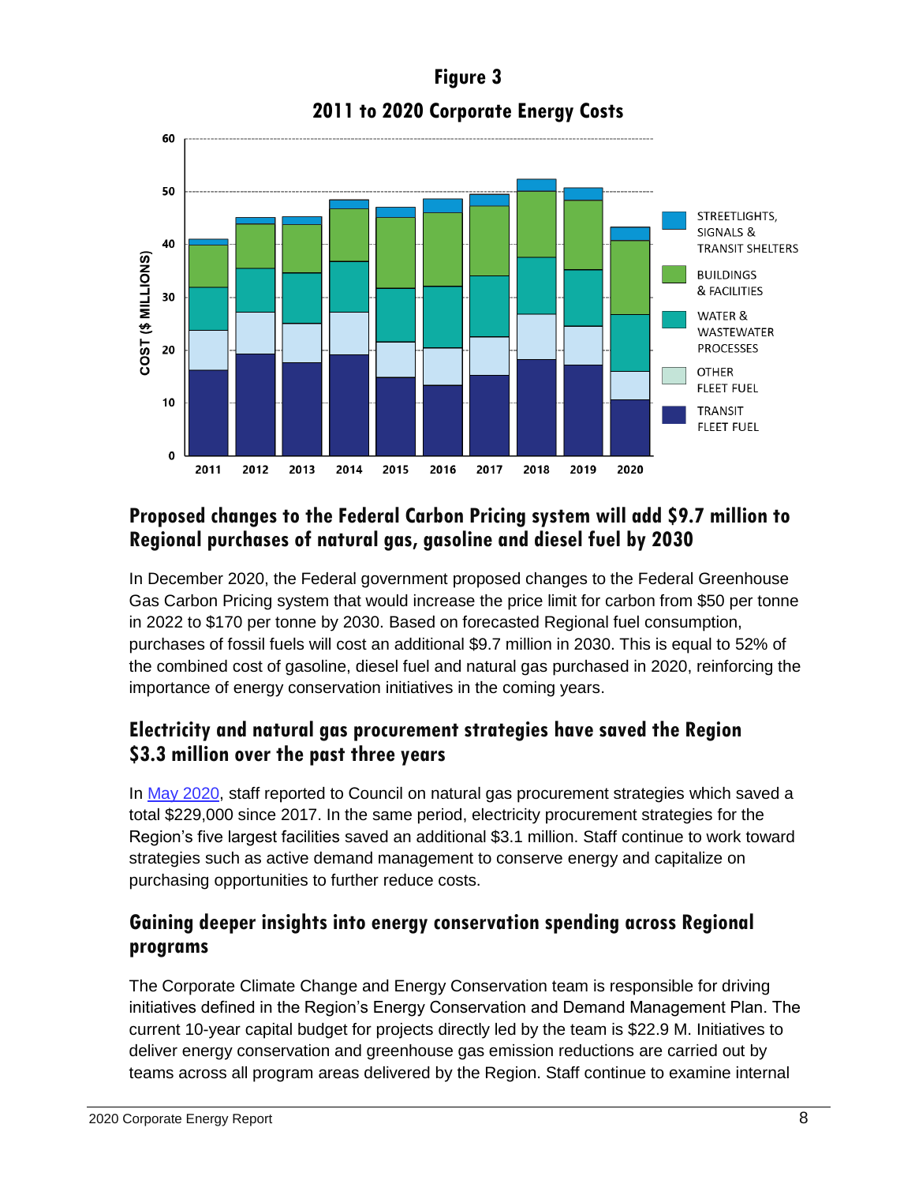**Figure 3**

**2011 to 2020 Corporate Energy Costs**

## Proposed changes to the Federal Carbon Pricing system will add $9.7 million to Regional purchases of natural gas, gasoline and diesel fuel by 2030

In December 2020, the Federal government proposed changes to the Federal Greenhouse Gas Carbon Pricing system that would increase the price limit for carbon from $50 per tonne in 2022 to $170 per tonne by 2030. Based on forecasted Regional fuel consumption, purchases of fossil fuels will cost an additional $9.7 million in 2030. This is equal to 52% of the combined cost of gasoline, diesel fuel and natural gas purchased in 2020, reinforcing the importance of energy conservation initiatives in the coming years.

## Electricity and natural gas procurement strategies have saved the Region $3.3 million over the past three years

In [May 2020](), staff reported to Council on natural gas procurement strategies which saved a total $229,000 since 2017. In the same period, electricity procurement strategies for the Region's five largest facilities saved an additional $3.1 million. Staff continue to work toward strategies such as active demand management to conserve energy and capitalize on purchasing opportunities to further reduce costs.

## Gaining deeper insights into energy conservation spending across Regional programs

The Corporate Climate Change and Energy Conservation team is responsible for driving initiatives defined in the Region's Energy Conservation and Demand Management Plan. The current 10-year capital budget for projects directly led by the team is $22.9 M. Initiatives to deliver energy conservation and greenhouse gas emission reductions are carried out by teams across all program areas delivered by the Region. Staff continue to examine internal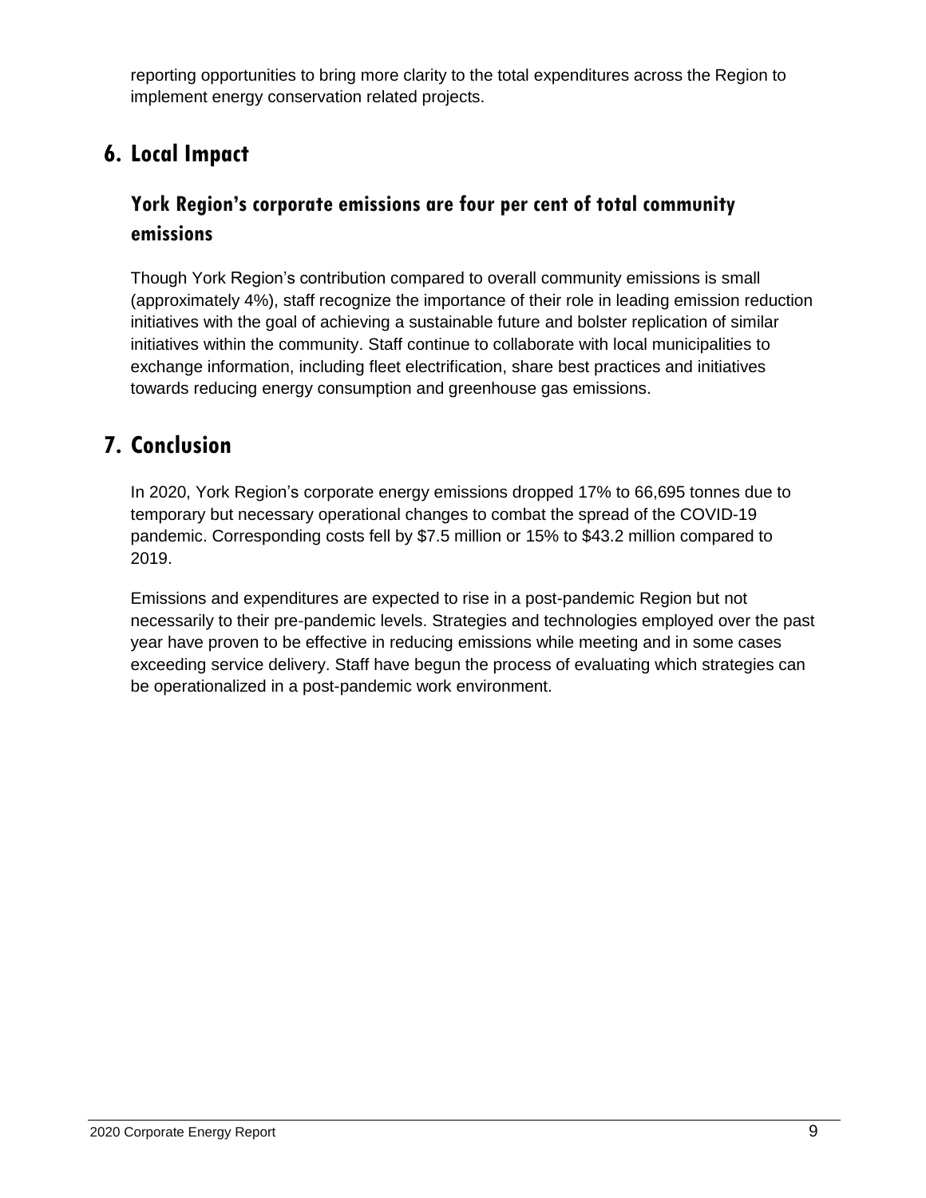reporting opportunities to bring more clarity to the total expenditures across the Region to implement energy conservation related projects.

## 6. Local Impact

### York Region's corporate emissions are four per cent of total community emissions

Though York Region's contribution compared to overall community emissions is small (approximately 4%), staff recognize the importance of their role in leading emission reduction initiatives with the goal of achieving a sustainable future and bolster replication of similar initiatives within the community. Staff continue to collaborate with local municipalities to exchange information, including fleet electrification, share best practices and initiatives towards reducing energy consumption and greenhouse gas emissions.

## 7. Conclusion

In 2020, York Region's corporate energy emissions dropped 17% to 66,695 tonnes due to temporary but necessary operational changes to combat the spread of the COVID-19 pandemic. Corresponding costs fell by $7.5 million or 15% to $43.2 million compared to 2019.

Emissions and expenditures are expected to rise in a post-pandemic Region but not necessarily to their pre-pandemic levels. Strategies and technologies employed over the past year have proven to be effective in reducing emissions while meeting and in some cases exceeding service delivery. Staff have begun the process of evaluating which strategies can be operationalized in a post-pandemic work environment.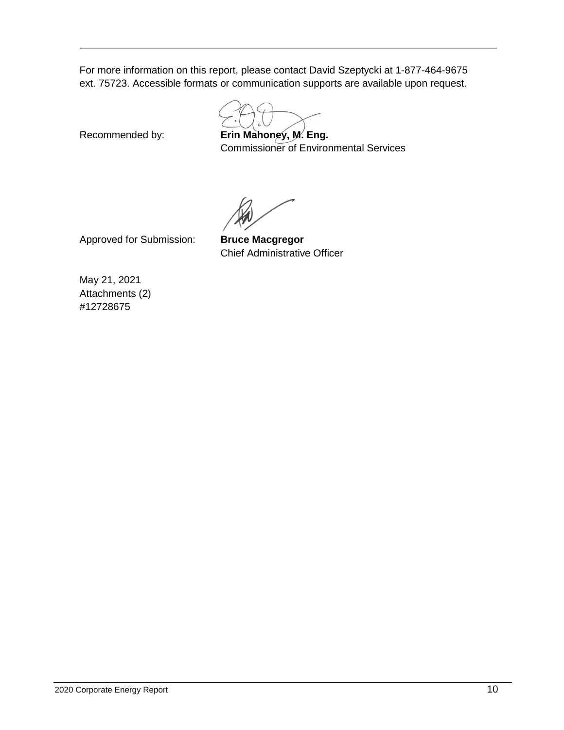For more information on this report, please contact David Szeptycki at 1-877-464-9675 ext. 75723. Accessible formats or communication supports are available upon request.

Recommended by: **Erin Mahoney, M. Eng.**
Commissioner of Environmental Services

Approved for Submission: **Bruce Macgregor**
Chief Administrative Officer

May 21, 2021
Attachments (2)
#12728675